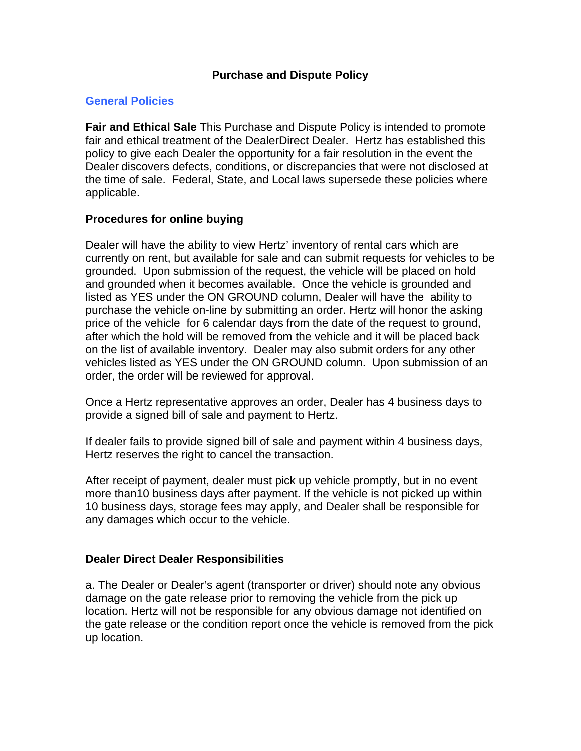# Purchase and Dispute Policy

## General Policies

**Fair and Ethical Sale** This Purchase and Dispute Policy is intended to promote fair and ethical treatment of the DealerDirect Dealer. Hertz has established this policy to give each Dealer the opportunity for a fair resolution in the event the Dealer discovers defects, conditions, or discrepancies that were not disclosed at the time of sale. Federal, State, and Local laws supersede these policies where applicable.

### Procedures for online buying

Dealer will have the ability to view Hertz' inventory of rental cars which are currently on rent, but available for sale and can submit requests for vehicles to be grounded. Upon submission of the request, the vehicle will be placed on hold and grounded when it becomes available. Once the vehicle is grounded and listed as YES under the ON GROUND column, Dealer will have the ability to purchase the vehicle on-line by submitting an order. Hertz will honor the asking price of the vehicle for 6 calendar days from the date of the request to ground, after which the hold will be removed from the vehicle and it will be placed back on the list of available inventory. Dealer may also submit orders for any other vehicles listed as YES under the ON GROUND column. Upon submission of an order, the order will be reviewed for approval.

Once a Hertz representative approves an order, Dealer has 4 business days to provide a signed bill of sale and payment to Hertz.

If dealer fails to provide signed bill of sale and payment within 4 business days, Hertz reserves the right to cancel the transaction.

After receipt of payment, dealer must pick up vehicle promptly, but in no event more than10 business days after payment. If the vehicle is not picked up within 10 business days, storage fees may apply, and Dealer shall be responsible for any damages which occur to the vehicle.

### Dealer Direct Dealer Responsibilities

a. The Dealer or Dealer's agent (transporter or driver) should note any obvious damage on the gate release prior to removing the vehicle from the pick up location. Hertz will not be responsible for any obvious damage not identified on the gate release or the condition report once the vehicle is removed from the pick up location.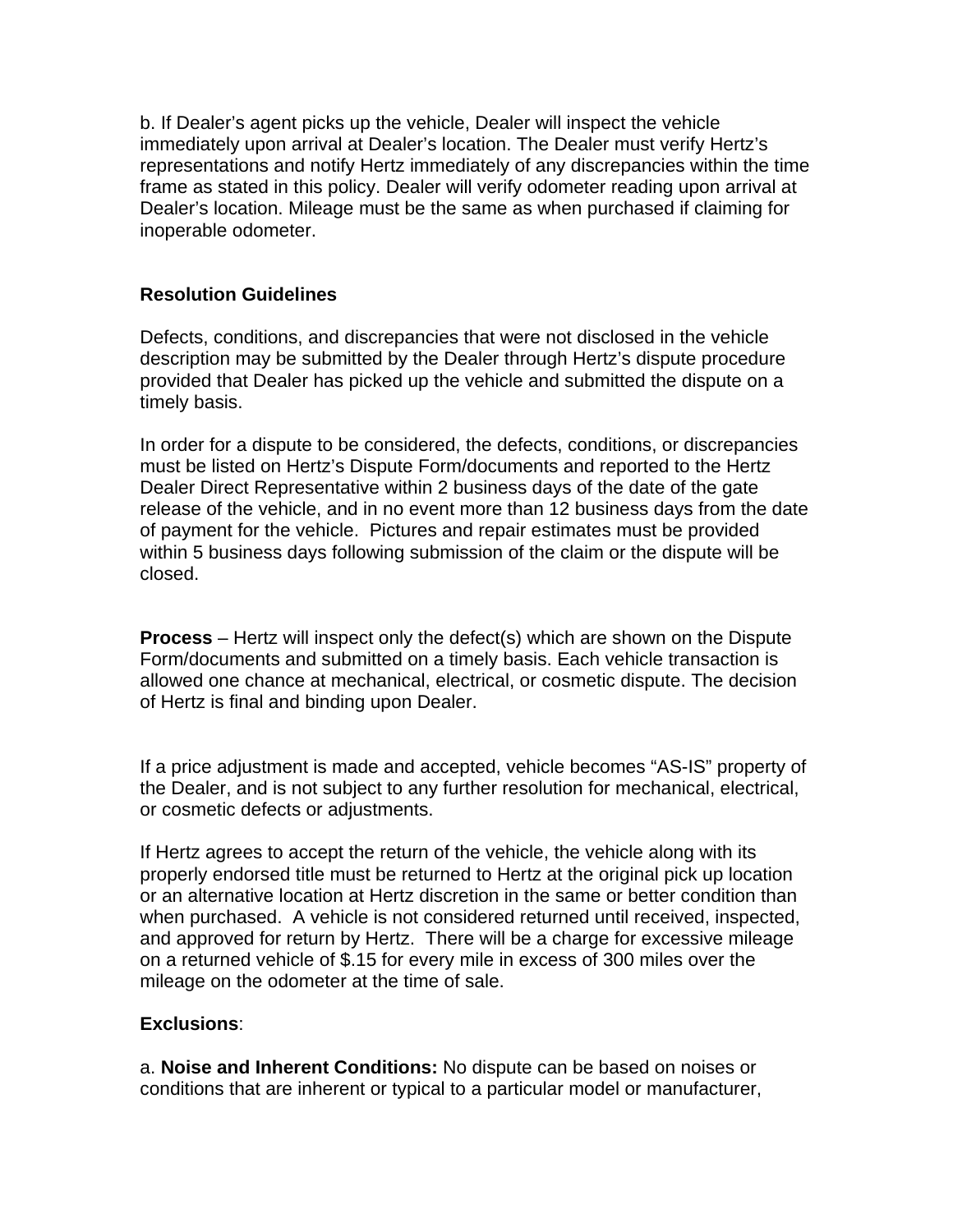b. If Dealer's agent picks up the vehicle, Dealer will inspect the vehicle immediately upon arrival at Dealer's location. The Dealer must verify Hertz's representations and notify Hertz immediately of any discrepancies within the time frame as stated in this policy. Dealer will verify odometer reading upon arrival at Dealer's location. Mileage must be the same as when purchased if claiming for inoperable odometer.

**Resolution Guidelines**

Defects, conditions, and discrepancies that were not disclosed in the vehicle description may be submitted by the Dealer through Hertz's dispute procedure provided that Dealer has picked up the vehicle and submitted the dispute on a timely basis.

In order for a dispute to be considered, the defects, conditions, or discrepancies must be listed on Hertz's Dispute Form/documents and reported to the Hertz Dealer Direct Representative within 2 business days of the date of the gate release of the vehicle, and in no event more than 12 business days from the date of payment for the vehicle. Pictures and repair estimates must be provided within 5 business days following submission of the claim or the dispute will be closed.

**Process** – Hertz will inspect only the defect(s) which are shown on the Dispute Form/documents and submitted on a timely basis. Each vehicle transaction is allowed one chance at mechanical, electrical, or cosmetic dispute. The decision of Hertz is final and binding upon Dealer.

If a price adjustment is made and accepted, vehicle becomes "AS-IS" property of the Dealer, and is not subject to any further resolution for mechanical, electrical, or cosmetic defects or adjustments.

If Hertz agrees to accept the return of the vehicle, the vehicle along with its properly endorsed title must be returned to Hertz at the original pick up location or an alternative location at Hertz discretion in the same or better condition than when purchased. A vehicle is not considered returned until received, inspected, and approved for return by Hertz. There will be a charge for excessive mileage on a returned vehicle of $.15 for every mile in excess of 300 miles over the mileage on the odometer at the time of sale.

**Exclusions**:

a. **Noise and Inherent Conditions:** No dispute can be based on noises or conditions that are inherent or typical to a particular model or manufacturer,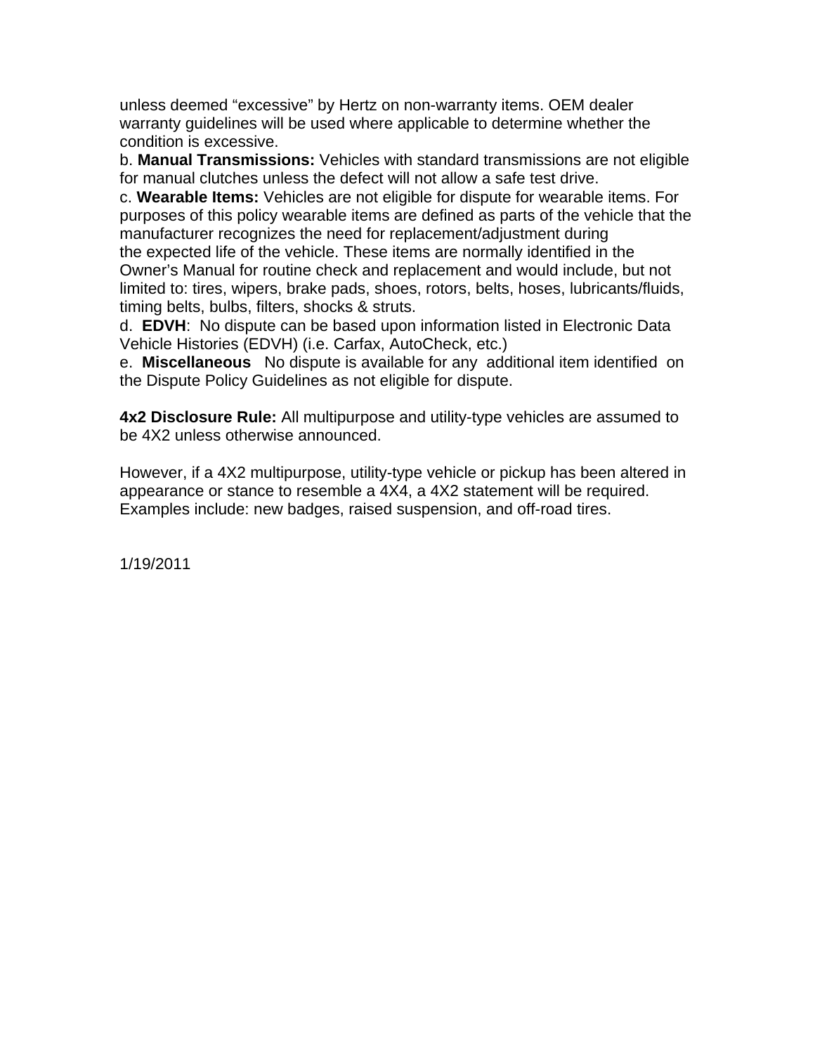unless deemed "excessive" by Hertz on non-warranty items. OEM dealer warranty guidelines will be used where applicable to determine whether the condition is excessive.

b. **Manual Transmissions:** Vehicles with standard transmissions are not eligible for manual clutches unless the defect will not allow a safe test drive.

c. **Wearable Items:** Vehicles are not eligible for dispute for wearable items. For purposes of this policy wearable items are defined as parts of the vehicle that the manufacturer recognizes the need for replacement/adjustment during the expected life of the vehicle. These items are normally identified in the Owner's Manual for routine check and replacement and would include, but not limited to: tires, wipers, brake pads, shoes, rotors, belts, hoses, lubricants/fluids, timing belts, bulbs, filters, shocks & struts.

d. **EDVH**: No dispute can be based upon information listed in Electronic Data Vehicle Histories (EDVH) (i.e. Carfax, AutoCheck, etc.)

e. **Miscellaneous** No dispute is available for any additional item identified on the Dispute Policy Guidelines as not eligible for dispute.

**4x2 Disclosure Rule:** All multipurpose and utility-type vehicles are assumed to be 4X2 unless otherwise announced.

However, if a 4X2 multipurpose, utility-type vehicle or pickup has been altered in appearance or stance to resemble a 4X4, a 4X2 statement will be required. Examples include: new badges, raised suspension, and off-road tires.

1/19/2011